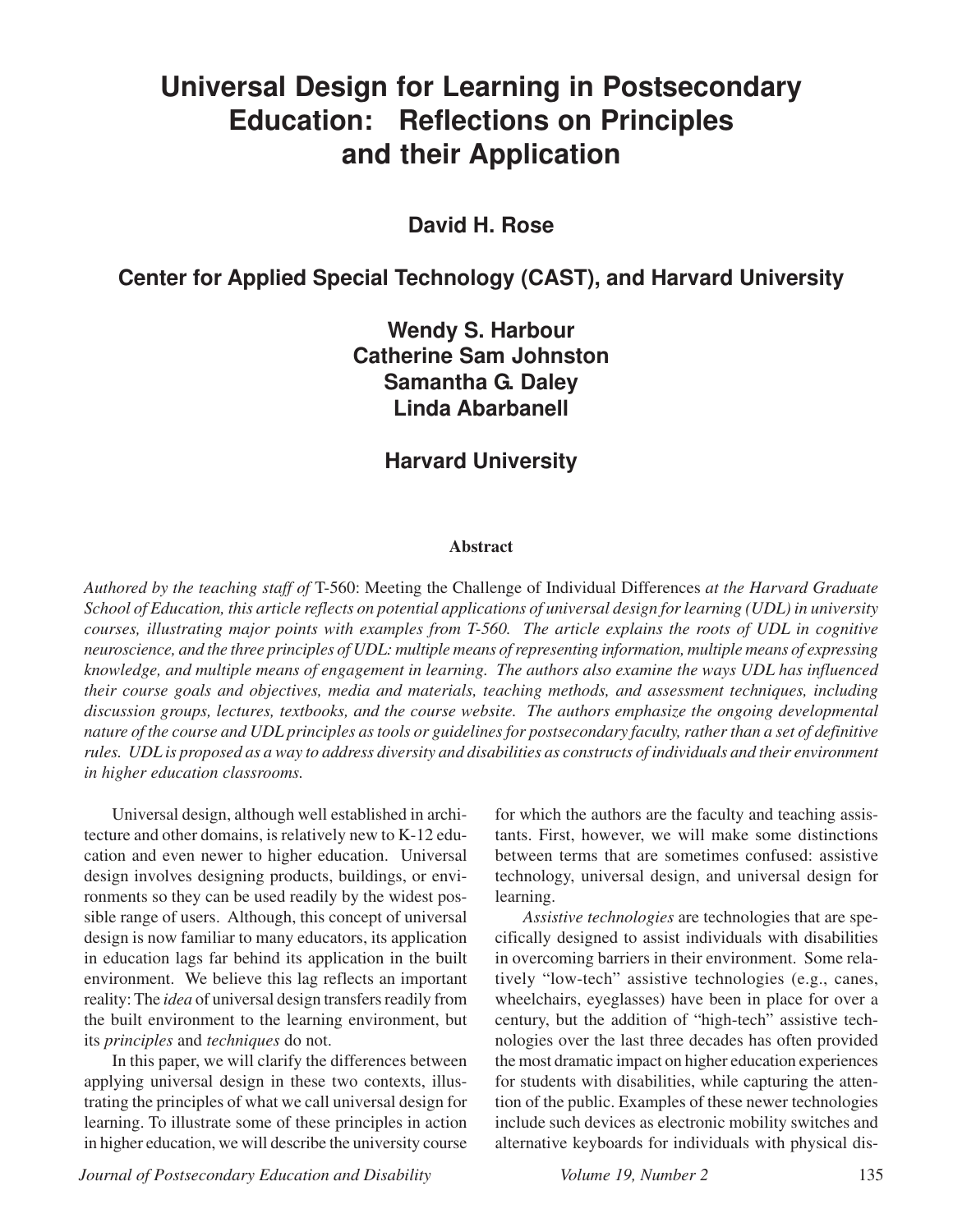# Universal Design for Learning in Postsecondary Education: Reflections on Principles and their Application

**David H. Rose**

**Center for Applied Special Technology (CAST), and Harvard University**

**Wendy S. Harbour**
**Catherine Sam Johnston**
**Samantha G. Daley**
**Linda Abarbanell**

**Harvard University**

### Abstract

*Authored by the teaching staff of* T-560: Meeting the Challenge of Individual Differences *at the Harvard Graduate School of Education, this article reflects on potential applications of universal design for learning (UDL) in university courses, illustrating major points with examples from T-560. The article explains the roots of UDL in cognitive neuroscience, and the three principles of UDL: multiple means of representing information, multiple means of expressing knowledge, and multiple means of engagement in learning. The authors also examine the ways UDL has influenced their course goals and objectives, media and materials, teaching methods, and assessment techniques, including discussion groups, lectures, textbooks, and the course website. The authors emphasize the ongoing developmental nature of the course and UDL principles as tools or guidelines for postsecondary faculty, rather than a set of definitive rules. UDL is proposed as a way to address diversity and disabilities as constructs of individuals and their environment in higher education classrooms.*

Universal design, although well established in architecture and other domains, is relatively new to K-12 education and even newer to higher education. Universal design involves designing products, buildings, or environments so they can be used readily by the widest possible range of users. Although, this concept of universal design is now familiar to many educators, its application in education lags far behind its application in the built environment. We believe this lag reflects an important reality: The *idea* of universal design transfers readily from the built environment to the learning environment, but its *principles* and *techniques* do not.

In this paper, we will clarify the differences between applying universal design in these two contexts, illustrating the principles of what we call universal design for learning. To illustrate some of these principles in action in higher education, we will describe the university course for which the authors are the faculty and teaching assistants. First, however, we will make some distinctions between terms that are sometimes confused: assistive technology, universal design, and universal design for learning.

*Assistive technologies* are technologies that are specifically designed to assist individuals with disabilities in overcoming barriers in their environment. Some relatively "low-tech" assistive technologies (e.g., canes, wheelchairs, eyeglasses) have been in place for over a century, but the addition of "high-tech" assistive technologies over the last three decades has often provided the most dramatic impact on higher education experiences for students with disabilities, while capturing the attention of the public. Examples of these newer technologies include such devices as electronic mobility switches and alternative keyboards for individuals with physical dis-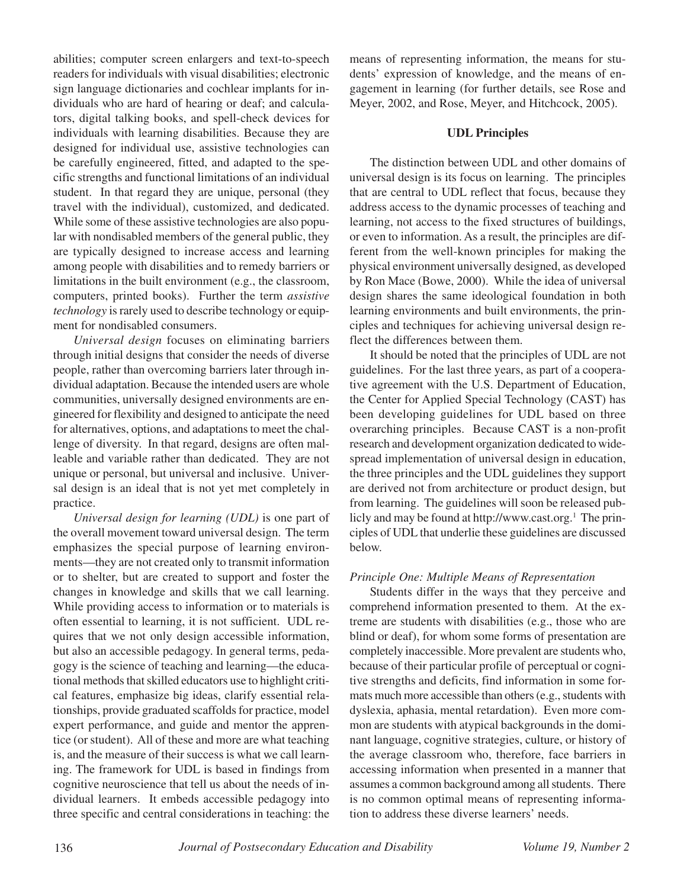abilities; computer screen enlargers and text-to-speech readers for individuals with visual disabilities; electronic sign language dictionaries and cochlear implants for individuals who are hard of hearing or deaf; and calculators, digital talking books, and spell-check devices for individuals with learning disabilities. Because they are designed for individual use, assistive technologies can be carefully engineered, fitted, and adapted to the specific strengths and functional limitations of an individual student. In that regard they are unique, personal (they travel with the individual), customized, and dedicated. While some of these assistive technologies are also popular with nondisabled members of the general public, they are typically designed to increase access and learning among people with disabilities and to remedy barriers or limitations in the built environment (e.g., the classroom, computers, printed books). Further the term *assistive technology* is rarely used to describe technology or equipment for nondisabled consumers.

*Universal design* focuses on eliminating barriers through initial designs that consider the needs of diverse people, rather than overcoming barriers later through individual adaptation. Because the intended users are whole communities, universally designed environments are engineered for flexibility and designed to anticipate the need for alternatives, options, and adaptations to meet the challenge of diversity. In that regard, designs are often malleable and variable rather than dedicated. They are not unique or personal, but universal and inclusive. Universal design is an ideal that is not yet met completely in practice.

*Universal design for learning (UDL)* is one part of the overall movement toward universal design. The term emphasizes the special purpose of learning environments—they are not created only to transmit information or to shelter, but are created to support and foster the changes in knowledge and skills that we call learning. While providing access to information or to materials is often essential to learning, it is not sufficient. UDL requires that we not only design accessible information, but also an accessible pedagogy. In general terms, pedagogy is the science of teaching and learning—the educational methods that skilled educators use to highlight critical features, emphasize big ideas, clarify essential relationships, provide graduated scaffolds for practice, model expert performance, and guide and mentor the apprentice (or student). All of these and more are what teaching is, and the measure of their success is what we call learning. The framework for UDL is based in findings from cognitive neuroscience that tell us about the needs of individual learners. It embeds accessible pedagogy into three specific and central considerations in teaching: the means of representing information, the means for students' expression of knowledge, and the means of engagement in learning (for further details, see Rose and Meyer, 2002, and Rose, Meyer, and Hitchcock, 2005).

## UDL Principles

The distinction between UDL and other domains of universal design is its focus on learning. The principles that are central to UDL reflect that focus, because they address access to the dynamic processes of teaching and learning, not access to the fixed structures of buildings, or even to information. As a result, the principles are different from the well-known principles for making the physical environment universally designed, as developed by Ron Mace (Bowe, 2000). While the idea of universal design shares the same ideological foundation in both learning environments and built environments, the principles and techniques for achieving universal design reflect the differences between them.

It should be noted that the principles of UDL are not guidelines. For the last three years, as part of a cooperative agreement with the U.S. Department of Education, the Center for Applied Special Technology (CAST) has been developing guidelines for UDL based on three overarching principles. Because CAST is a non-profit research and development organization dedicated to widespread implementation of universal design in education, the three principles and the UDL guidelines they support are derived not from architecture or product design, but from learning. The guidelines will soon be released publicly and may be found at http://www.cast.org.[1] The principles of UDL that underlie these guidelines are discussed below.

### *Principle One: Multiple Means of Representation*

Students differ in the ways that they perceive and comprehend information presented to them. At the extreme are students with disabilities (e.g., those who are blind or deaf), for whom some forms of presentation are completely inaccessible. More prevalent are students who, because of their particular profile of perceptual or cognitive strengths and deficits, find information in some formats much more accessible than others (e.g., students with dyslexia, aphasia, mental retardation). Even more common are students with atypical backgrounds in the dominant language, cognitive strategies, culture, or history of the average classroom who, therefore, face barriers in accessing information when presented in a manner that assumes a common background among all students. There is no common optimal means of representing information to address these diverse learners' needs.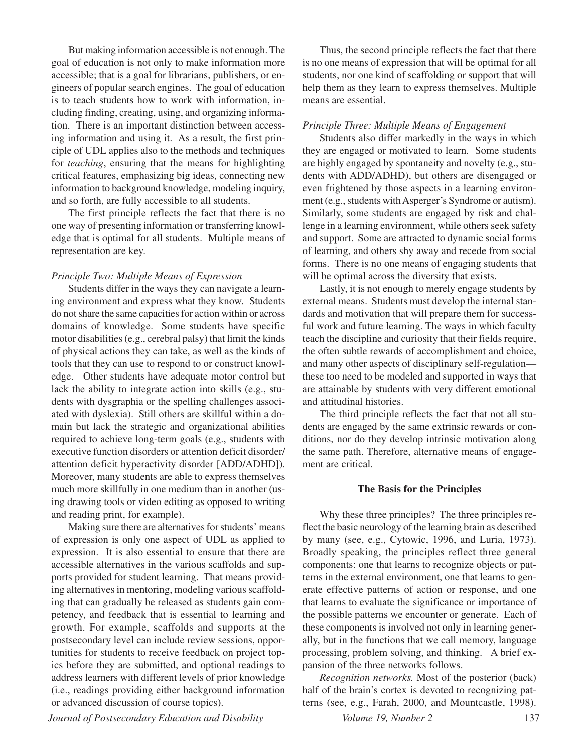But making information accessible is not enough. The goal of education is not only to make information more accessible; that is a goal for librarians, publishers, or engineers of popular search engines. The goal of education is to teach students how to work with information, including finding, creating, using, and organizing information. There is an important distinction between accessing information and using it. As a result, the first principle of UDL applies also to the methods and techniques for *teaching*, ensuring that the means for highlighting critical features, emphasizing big ideas, connecting new information to background knowledge, modeling inquiry, and so forth, are fully accessible to all students.

The first principle reflects the fact that there is no one way of presenting information or transferring knowledge that is optimal for all students. Multiple means of representation are key.

*Principle Two: Multiple Means of Expression*

Students differ in the ways they can navigate a learning environment and express what they know. Students do not share the same capacities for action within or across domains of knowledge. Some students have specific motor disabilities (e.g., cerebral palsy) that limit the kinds of physical actions they can take, as well as the kinds of tools that they can use to respond to or construct knowledge. Other students have adequate motor control but lack the ability to integrate action into skills (e.g., students with dysgraphia or the spelling challenges associated with dyslexia). Still others are skillful within a domain but lack the strategic and organizational abilities required to achieve long-term goals (e.g., students with executive function disorders or attention deficit disorder/attention deficit hyperactivity disorder [ADD/ADHD]). Moreover, many students are able to express themselves much more skillfully in one medium than in another (using drawing tools or video editing as opposed to writing and reading print, for example).

Making sure there are alternatives for students' means of expression is only one aspect of UDL as applied to expression. It is also essential to ensure that there are accessible alternatives in the various scaffolds and supports provided for student learning. That means providing alternatives in mentoring, modeling various scaffolding that can gradually be released as students gain competency, and feedback that is essential to learning and growth. For example, scaffolds and supports at the postsecondary level can include review sessions, opportunities for students to receive feedback on project topics before they are submitted, and optional readings to address learners with different levels of prior knowledge (i.e., readings providing either background information or advanced discussion of course topics).

Thus, the second principle reflects the fact that there is no one means of expression that will be optimal for all students, nor one kind of scaffolding or support that will help them as they learn to express themselves. Multiple means are essential.

*Principle Three: Multiple Means of Engagement*

Students also differ markedly in the ways in which they are engaged or motivated to learn. Some students are highly engaged by spontaneity and novelty (e.g., students with ADD/ADHD), but others are disengaged or even frightened by those aspects in a learning environment (e.g., students with Asperger's Syndrome or autism). Similarly, some students are engaged by risk and challenge in a learning environment, while others seek safety and support. Some are attracted to dynamic social forms of learning, and others shy away and recede from social forms. There is no one means of engaging students that will be optimal across the diversity that exists.

Lastly, it is not enough to merely engage students by external means. Students must develop the internal standards and motivation that will prepare them for successful work and future learning. The ways in which faculty teach the discipline and curiosity that their fields require, the often subtle rewards of accomplishment and choice, and many other aspects of disciplinary self-regulation—these too need to be modeled and supported in ways that are attainable by students with very different emotional and attitudinal histories.

The third principle reflects the fact that not all students are engaged by the same extrinsic rewards or conditions, nor do they develop intrinsic motivation along the same path. Therefore, alternative means of engagement are critical.

### The Basis for the Principles

Why these three principles? The three principles reflect the basic neurology of the learning brain as described by many (see, e.g., Cytowic, 1996, and Luria, 1973). Broadly speaking, the principles reflect three general components: one that learns to recognize objects or patterns in the external environment, one that learns to generate effective patterns of action or response, and one that learns to evaluate the significance or importance of the possible patterns we encounter or generate. Each of these components is involved not only in learning generally, but in the functions that we call memory, language processing, problem solving, and thinking. A brief expansion of the three networks follows.

*Recognition networks.* Most of the posterior (back) half of the brain's cortex is devoted to recognizing patterns (see, e.g., Farah, 2000, and Mountcastle, 1998).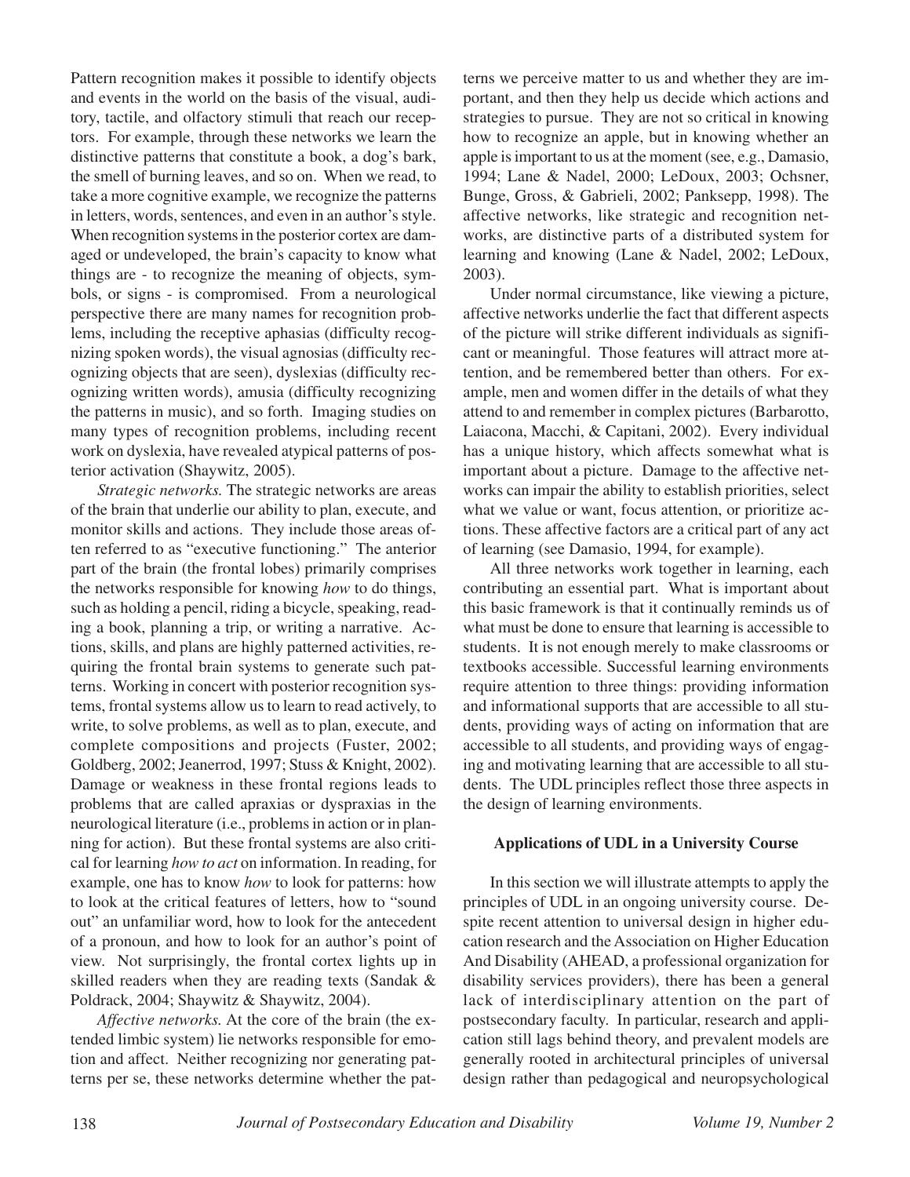Pattern recognition makes it possible to identify objects and events in the world on the basis of the visual, auditory, tactile, and olfactory stimuli that reach our receptors. For example, through these networks we learn the distinctive patterns that constitute a book, a dog's bark, the smell of burning leaves, and so on. When we read, to take a more cognitive example, we recognize the patterns in letters, words, sentences, and even in an author's style. When recognition systems in the posterior cortex are damaged or undeveloped, the brain's capacity to know what things are - to recognize the meaning of objects, symbols, or signs - is compromised. From a neurological perspective there are many names for recognition problems, including the receptive aphasias (difficulty recognizing spoken words), the visual agnosias (difficulty recognizing objects that are seen), dyslexias (difficulty recognizing written words), amusia (difficulty recognizing the patterns in music), and so forth. Imaging studies on many types of recognition problems, including recent work on dyslexia, have revealed atypical patterns of posterior activation (Shaywitz, 2005).

*Strategic networks.* The strategic networks are areas of the brain that underlie our ability to plan, execute, and monitor skills and actions. They include those areas often referred to as "executive functioning." The anterior part of the brain (the frontal lobes) primarily comprises the networks responsible for knowing *how* to do things, such as holding a pencil, riding a bicycle, speaking, reading a book, planning a trip, or writing a narrative. Actions, skills, and plans are highly patterned activities, requiring the frontal brain systems to generate such patterns. Working in concert with posterior recognition systems, frontal systems allow us to learn to read actively, to write, to solve problems, as well as to plan, execute, and complete compositions and projects (Fuster, 2002; Goldberg, 2002; Jeanerrod, 1997; Stuss & Knight, 2002). Damage or weakness in these frontal regions leads to problems that are called apraxias or dyspraxias in the neurological literature (i.e., problems in action or in planning for action). But these frontal systems are also critical for learning *how to act* on information. In reading, for example, one has to know *how* to look for patterns: how to look at the critical features of letters, how to "sound out" an unfamiliar word, how to look for the antecedent of a pronoun, and how to look for an author's point of view. Not surprisingly, the frontal cortex lights up in skilled readers when they are reading texts (Sandak & Poldrack, 2004; Shaywitz & Shaywitz, 2004).

*Affective networks.* At the core of the brain (the extended limbic system) lie networks responsible for emotion and affect. Neither recognizing nor generating patterns per se, these networks determine whether the patterns we perceive matter to us and whether they are important, and then they help us decide which actions and strategies to pursue. They are not so critical in knowing how to recognize an apple, but in knowing whether an apple is important to us at the moment (see, e.g., Damasio, 1994; Lane & Nadel, 2000; LeDoux, 2003; Ochsner, Bunge, Gross, & Gabrieli, 2002; Panksepp, 1998). The affective networks, like strategic and recognition networks, are distinctive parts of a distributed system for learning and knowing (Lane & Nadel, 2002; LeDoux, 2003).

Under normal circumstance, like viewing a picture, affective networks underlie the fact that different aspects of the picture will strike different individuals as significant or meaningful. Those features will attract more attention, and be remembered better than others. For example, men and women differ in the details of what they attend to and remember in complex pictures (Barbarotto, Laiacona, Macchi, & Capitani, 2002). Every individual has a unique history, which affects somewhat what is important about a picture. Damage to the affective networks can impair the ability to establish priorities, select what we value or want, focus attention, or prioritize actions. These affective factors are a critical part of any act of learning (see Damasio, 1994, for example).

All three networks work together in learning, each contributing an essential part. What is important about this basic framework is that it continually reminds us of what must be done to ensure that learning is accessible to students. It is not enough merely to make classrooms or textbooks accessible. Successful learning environments require attention to three things: providing information and informational supports that are accessible to all students, providing ways of acting on information that are accessible to all students, and providing ways of engaging and motivating learning that are accessible to all students. The UDL principles reflect those three aspects in the design of learning environments.

## Applications of UDL in a University Course

In this section we will illustrate attempts to apply the principles of UDL in an ongoing university course. Despite recent attention to universal design in higher education research and the Association on Higher Education And Disability (AHEAD, a professional organization for disability services providers), there has been a general lack of interdisciplinary attention on the part of postsecondary faculty. In particular, research and application still lags behind theory, and prevalent models are generally rooted in architectural principles of universal design rather than pedagogical and neuropsychological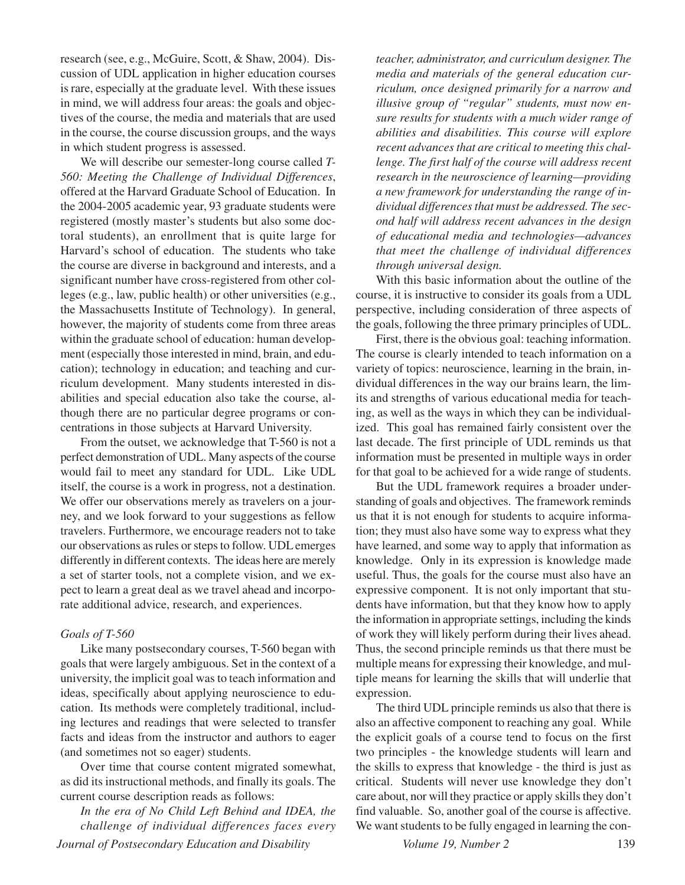research (see, e.g., McGuire, Scott, & Shaw, 2004). Discussion of UDL application in higher education courses is rare, especially at the graduate level. With these issues in mind, we will address four areas: the goals and objectives of the course, the media and materials that are used in the course, the course discussion groups, and the ways in which student progress is assessed.

We will describe our semester-long course called *T-560: Meeting the Challenge of Individual Differences*, offered at the Harvard Graduate School of Education. In the 2004-2005 academic year, 93 graduate students were registered (mostly master's students but also some doctoral students), an enrollment that is quite large for Harvard's school of education. The students who take the course are diverse in background and interests, and a significant number have cross-registered from other colleges (e.g., law, public health) or other universities (e.g., the Massachusetts Institute of Technology). In general, however, the majority of students come from three areas within the graduate school of education: human development (especially those interested in mind, brain, and education); technology in education; and teaching and curriculum development. Many students interested in disabilities and special education also take the course, although there are no particular degree programs or concentrations in those subjects at Harvard University.

From the outset, we acknowledge that T-560 is not a perfect demonstration of UDL. Many aspects of the course would fail to meet any standard for UDL. Like UDL itself, the course is a work in progress, not a destination. We offer our observations merely as travelers on a journey, and we look forward to your suggestions as fellow travelers. Furthermore, we encourage readers not to take our observations as rules or steps to follow. UDL emerges differently in different contexts. The ideas here are merely a set of starter tools, not a complete vision, and we expect to learn a great deal as we travel ahead and incorporate additional advice, research, and experiences.

*Goals of T-560*

Like many postsecondary courses, T-560 began with goals that were largely ambiguous. Set in the context of a university, the implicit goal was to teach information and ideas, specifically about applying neuroscience to education. Its methods were completely traditional, including lectures and readings that were selected to transfer facts and ideas from the instructor and authors to eager (and sometimes not so eager) students.

Over time that course content migrated somewhat, as did its instructional methods, and finally its goals. The current course description reads as follows:

*In the era of No Child Left Behind and IDEA, the challenge of individual differences faces every teacher, administrator, and curriculum designer. The media and materials of the general education curriculum, once designed primarily for a narrow and illusive group of "regular" students, must now ensure results for students with a much wider range of abilities and disabilities. This course will explore recent advances that are critical to meeting this challenge. The first half of the course will address recent research in the neuroscience of learning—providing a new framework for understanding the range of individual differences that must be addressed. The second half will address recent advances in the design of educational media and technologies—advances that meet the challenge of individual differences through universal design.*

With this basic information about the outline of the course, it is instructive to consider its goals from a UDL perspective, including consideration of three aspects of the goals, following the three primary principles of UDL.

First, there is the obvious goal: teaching information. The course is clearly intended to teach information on a variety of topics: neuroscience, learning in the brain, individual differences in the way our brains learn, the limits and strengths of various educational media for teaching, as well as the ways in which they can be individualized. This goal has remained fairly consistent over the last decade. The first principle of UDL reminds us that information must be presented in multiple ways in order for that goal to be achieved for a wide range of students.

But the UDL framework requires a broader understanding of goals and objectives. The framework reminds us that it is not enough for students to acquire information; they must also have some way to express what they have learned, and some way to apply that information as knowledge. Only in its expression is knowledge made useful. Thus, the goals for the course must also have an expressive component. It is not only important that students have information, but that they know how to apply the information in appropriate settings, including the kinds of work they will likely perform during their lives ahead. Thus, the second principle reminds us that there must be multiple means for expressing their knowledge, and multiple means for learning the skills that will underlie that expression.

The third UDL principle reminds us also that there is also an affective component to reaching any goal. While the explicit goals of a course tend to focus on the first two principles - the knowledge students will learn and the skills to express that knowledge - the third is just as critical. Students will never use knowledge they don't care about, nor will they practice or apply skills they don't find valuable. So, another goal of the course is affective. We want students to be fully engaged in learning the con-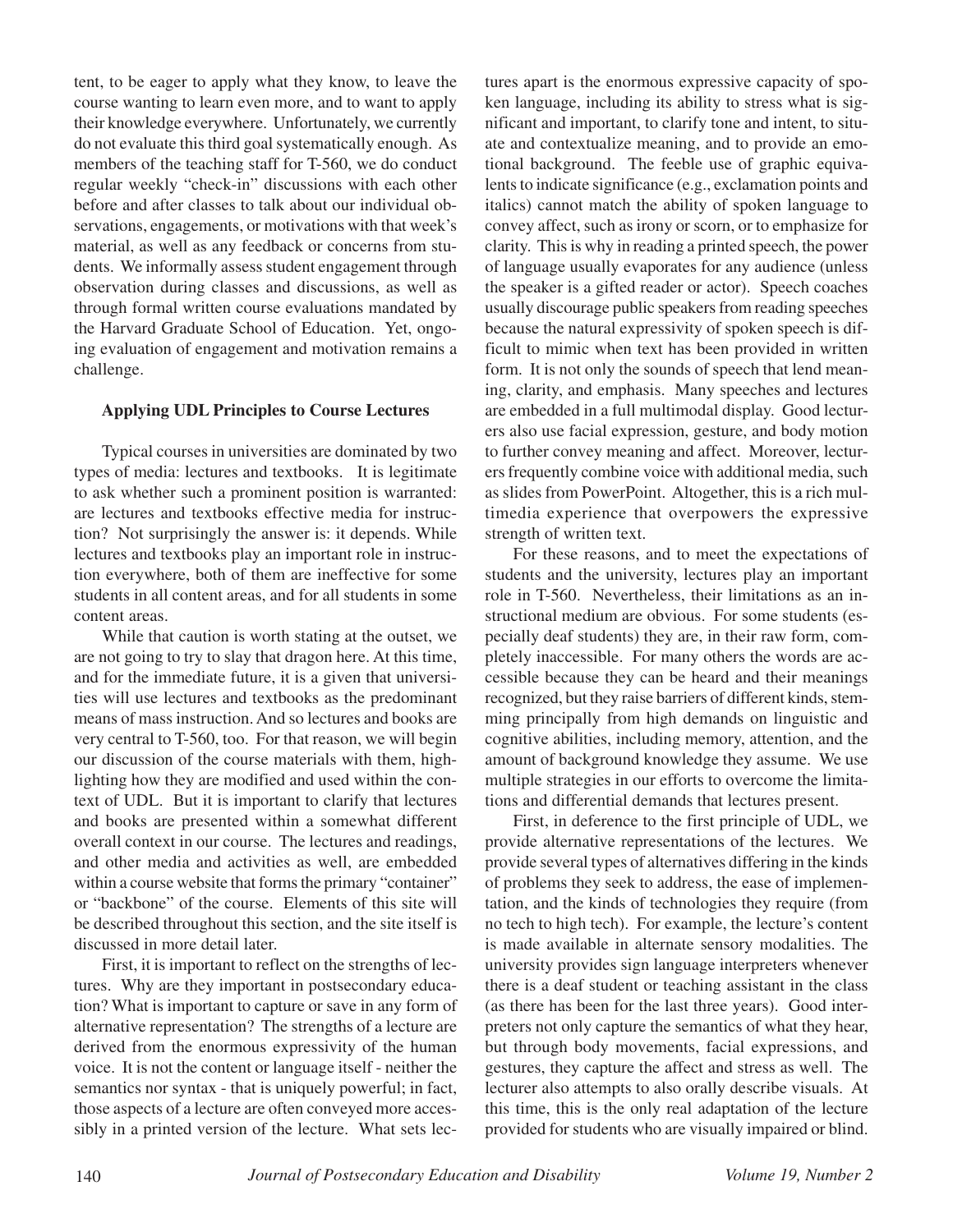tent, to be eager to apply what they know, to leave the course wanting to learn even more, and to want to apply their knowledge everywhere. Unfortunately, we currently do not evaluate this third goal systematically enough. As members of the teaching staff for T-560, we do conduct regular weekly "check-in" discussions with each other before and after classes to talk about our individual observations, engagements, or motivations with that week's material, as well as any feedback or concerns from students. We informally assess student engagement through observation during classes and discussions, as well as through formal written course evaluations mandated by the Harvard Graduate School of Education. Yet, ongoing evaluation of engagement and motivation remains a challenge.

### Applying UDL Principles to Course Lectures

Typical courses in universities are dominated by two types of media: lectures and textbooks. It is legitimate to ask whether such a prominent position is warranted: are lectures and textbooks effective media for instruction? Not surprisingly the answer is: it depends. While lectures and textbooks play an important role in instruction everywhere, both of them are ineffective for some students in all content areas, and for all students in some content areas.

While that caution is worth stating at the outset, we are not going to try to slay that dragon here. At this time, and for the immediate future, it is a given that universities will use lectures and textbooks as the predominant means of mass instruction. And so lectures and books are very central to T-560, too. For that reason, we will begin our discussion of the course materials with them, highlighting how they are modified and used within the context of UDL. But it is important to clarify that lectures and books are presented within a somewhat different overall context in our course. The lectures and readings, and other media and activities as well, are embedded within a course website that forms the primary "container" or "backbone" of the course. Elements of this site will be described throughout this section, and the site itself is discussed in more detail later.

First, it is important to reflect on the strengths of lectures. Why are they important in postsecondary education? What is important to capture or save in any form of alternative representation? The strengths of a lecture are derived from the enormous expressivity of the human voice. It is not the content or language itself - neither the semantics nor syntax - that is uniquely powerful; in fact, those aspects of a lecture are often conveyed more accessibly in a printed version of the lecture. What sets lectures apart is the enormous expressive capacity of spoken language, including its ability to stress what is significant and important, to clarify tone and intent, to situate and contextualize meaning, and to provide an emotional background. The feeble use of graphic equivalents to indicate significance (e.g., exclamation points and italics) cannot match the ability of spoken language to convey affect, such as irony or scorn, or to emphasize for clarity. This is why in reading a printed speech, the power of language usually evaporates for any audience (unless the speaker is a gifted reader or actor). Speech coaches usually discourage public speakers from reading speeches because the natural expressivity of spoken speech is difficult to mimic when text has been provided in written form. It is not only the sounds of speech that lend meaning, clarity, and emphasis. Many speeches and lectures are embedded in a full multimodal display. Good lecturers also use facial expression, gesture, and body motion to further convey meaning and affect. Moreover, lecturers frequently combine voice with additional media, such as slides from PowerPoint. Altogether, this is a rich multimedia experience that overpowers the expressive strength of written text.

For these reasons, and to meet the expectations of students and the university, lectures play an important role in T-560. Nevertheless, their limitations as an instructional medium are obvious. For some students (especially deaf students) they are, in their raw form, completely inaccessible. For many others the words are accessible because they can be heard and their meanings recognized, but they raise barriers of different kinds, stemming principally from high demands on linguistic and cognitive abilities, including memory, attention, and the amount of background knowledge they assume. We use multiple strategies in our efforts to overcome the limitations and differential demands that lectures present.

First, in deference to the first principle of UDL, we provide alternative representations of the lectures. We provide several types of alternatives differing in the kinds of problems they seek to address, the ease of implementation, and the kinds of technologies they require (from no tech to high tech). For example, the lecture's content is made available in alternate sensory modalities. The university provides sign language interpreters whenever there is a deaf student or teaching assistant in the class (as there has been for the last three years). Good interpreters not only capture the semantics of what they hear, but through body movements, facial expressions, and gestures, they capture the affect and stress as well. The lecturer also attempts to also orally describe visuals. At this time, this is the only real adaptation of the lecture provided for students who are visually impaired or blind.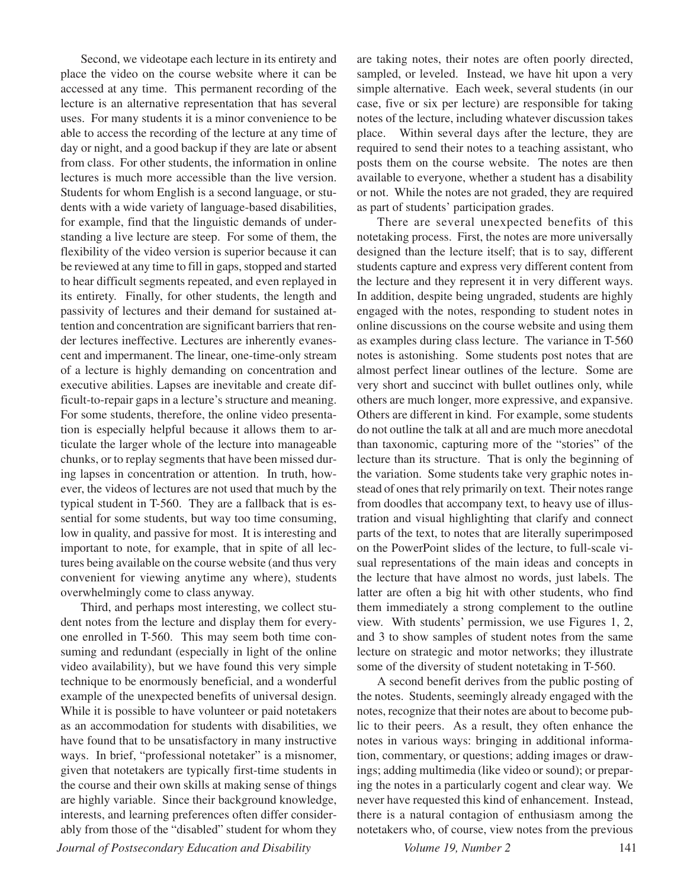Second, we videotape each lecture in its entirety and place the video on the course website where it can be accessed at any time. This permanent recording of the lecture is an alternative representation that has several uses. For many students it is a minor convenience to be able to access the recording of the lecture at any time of day or night, and a good backup if they are late or absent from class. For other students, the information in online lectures is much more accessible than the live version. Students for whom English is a second language, or students with a wide variety of language-based disabilities, for example, find that the linguistic demands of understanding a live lecture are steep. For some of them, the flexibility of the video version is superior because it can be reviewed at any time to fill in gaps, stopped and started to hear difficult segments repeated, and even replayed in its entirety. Finally, for other students, the length and passivity of lectures and their demand for sustained attention and concentration are significant barriers that render lectures ineffective. Lectures are inherently evanescent and impermanent. The linear, one-time-only stream of a lecture is highly demanding on concentration and executive abilities. Lapses are inevitable and create difficult-to-repair gaps in a lecture's structure and meaning. For some students, therefore, the online video presentation is especially helpful because it allows them to articulate the larger whole of the lecture into manageable chunks, or to replay segments that have been missed during lapses in concentration or attention. In truth, however, the videos of lectures are not used that much by the typical student in T-560. They are a fallback that is essential for some students, but way too time consuming, low in quality, and passive for most. It is interesting and important to note, for example, that in spite of all lectures being available on the course website (and thus very convenient for viewing anytime any where), students overwhelmingly come to class anyway.

Third, and perhaps most interesting, we collect student notes from the lecture and display them for everyone enrolled in T-560. This may seem both time consuming and redundant (especially in light of the online video availability), but we have found this very simple technique to be enormously beneficial, and a wonderful example of the unexpected benefits of universal design. While it is possible to have volunteer or paid notetakers as an accommodation for students with disabilities, we have found that to be unsatisfactory in many instructive ways. In brief, "professional notetaker" is a misnomer, given that notetakers are typically first-time students in the course and their own skills at making sense of things are highly variable. Since their background knowledge, interests, and learning preferences often differ considerably from those of the "disabled" student for whom they are taking notes, their notes are often poorly directed, sampled, or leveled. Instead, we have hit upon a very simple alternative. Each week, several students (in our case, five or six per lecture) are responsible for taking notes of the lecture, including whatever discussion takes place. Within several days after the lecture, they are required to send their notes to a teaching assistant, who posts them on the course website. The notes are then available to everyone, whether a student has a disability or not. While the notes are not graded, they are required as part of students' participation grades.

There are several unexpected benefits of this notetaking process. First, the notes are more universally designed than the lecture itself; that is to say, different students capture and express very different content from the lecture and they represent it in very different ways. In addition, despite being ungraded, students are highly engaged with the notes, responding to student notes in online discussions on the course website and using them as examples during class lecture. The variance in T-560 notes is astonishing. Some students post notes that are almost perfect linear outlines of the lecture. Some are very short and succinct with bullet outlines only, while others are much longer, more expressive, and expansive. Others are different in kind. For example, some students do not outline the talk at all and are much more anecdotal than taxonomic, capturing more of the "stories" of the lecture than its structure. That is only the beginning of the variation. Some students take very graphic notes instead of ones that rely primarily on text. Their notes range from doodles that accompany text, to heavy use of illustration and visual highlighting that clarify and connect parts of the text, to notes that are literally superimposed on the PowerPoint slides of the lecture, to full-scale visual representations of the main ideas and concepts in the lecture that have almost no words, just labels. The latter are often a big hit with other students, who find them immediately a strong complement to the outline view. With students' permission, we use Figures 1, 2, and 3 to show samples of student notes from the same lecture on strategic and motor networks; they illustrate some of the diversity of student notetaking in T-560.

A second benefit derives from the public posting of the notes. Students, seemingly already engaged with the notes, recognize that their notes are about to become public to their peers. As a result, they often enhance the notes in various ways: bringing in additional information, commentary, or questions; adding images or drawings; adding multimedia (like video or sound); or preparing the notes in a particularly cogent and clear way. We never have requested this kind of enhancement. Instead, there is a natural contagion of enthusiasm among the notetakers who, of course, view notes from the previous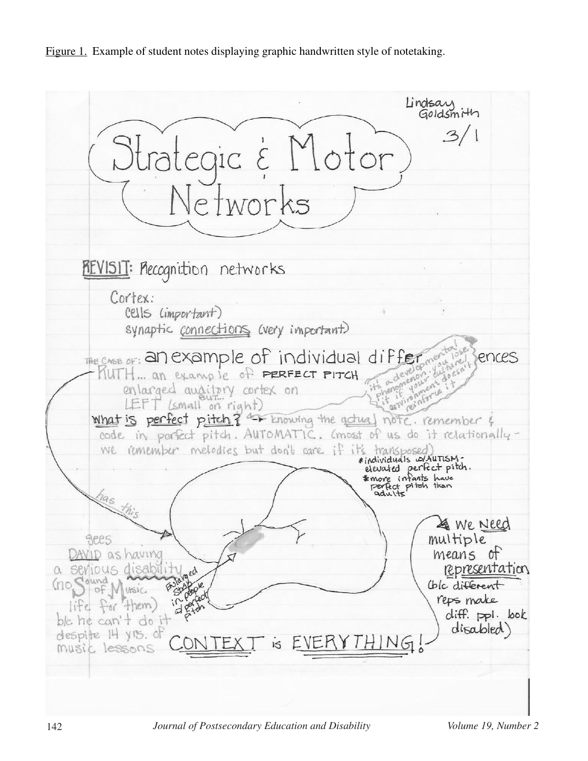Figure 1. Example of student notes displaying graphic handwritten style of notetaking.

Lindsay Goldsmith

3/1

# Strategic & Motor Networks

REVISIT: Recognition networks

Cortex:
- cells (important)
- synaptic connections (very important)

THE CASE OF: an example of individual differences

RUTH... an example of PERFECT PITCH
enlarged auditory cortex on LEFT (BUT... small on right)

it's a developmental phenomenon: you lose it if your culture/environment doesn't reinforce it

What is perfect pitch? ↔ knowing the actual note. remember & code in perfect pitch. AUTOMATIC. (most of us do it relationally - we remember melodies but don't care if it's transposed)

*individuals w/AUTISM - elevated perfect pitch.
*more infants have perfect pitch than adults

has this

Enlarged Strip in people w/ perfect pitch

sees DAVID as having a serious disability (no Sound of Music life for them) b/c he can't do it despite 14 yrs. of music lessons

We Need multiple means of representation (b/c different reps make diff. ppl. look disabled)

CONTEXT is EVERYTHING!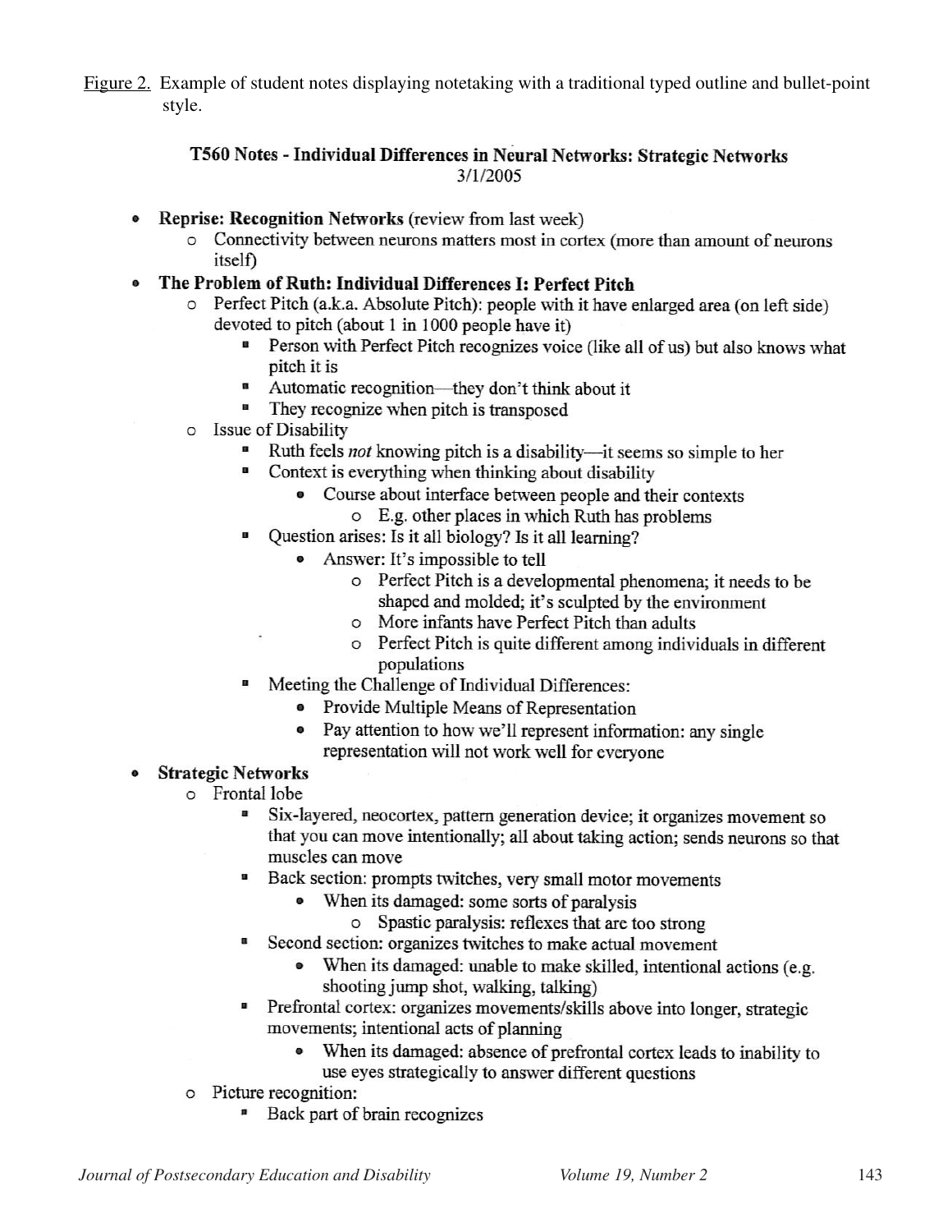Figure 2. Example of student notes displaying notetaking with a traditional typed outline and bullet-point style.

**T560 Notes - Individual Differences in Neural Networks: Strategic Networks**
3/1/2005

- **Reprise: Recognition Networks** (review from last week)
    - Connectivity between neurons matters most in cortex (more than amount of neurons itself)
- **The Problem of Ruth: Individual Differences I: Perfect Pitch**
    - Perfect Pitch (a.k.a. Absolute Pitch): people with it have enlarged area (on left side) devoted to pitch (about 1 in 1000 people have it)
        - Person with Perfect Pitch recognizes voice (like all of us) but also knows what pitch it is
        - Automatic recognition—they don't think about it
        - They recognize when pitch is transposed
    - Issue of Disability
        - Ruth feels *not* knowing pitch is a disability—it seems so simple to her
        - Context is everything when thinking about disability
            - Course about interface between people and their contexts
                - E.g. other places in which Ruth has problems
        - Question arises: Is it all biology? Is it all learning?
            - Answer: It's impossible to tell
                - Perfect Pitch is a developmental phenomena; it needs to be shaped and molded; it's sculpted by the environment
                - More infants have Perfect Pitch than adults
                - Perfect Pitch is quite different among individuals in different populations
        - Meeting the Challenge of Individual Differences:
            - Provide Multiple Means of Representation
            - Pay attention to how we'll represent information: any single representation will not work well for everyone
- **Strategic Networks**
    - Frontal lobe
        - Six-layered, neocortex, pattern generation device; it organizes movement so that you can move intentionally; all about taking action; sends neurons so that muscles can move
        - Back section: prompts twitches, very small motor movements
            - When its damaged: some sorts of paralysis
                - Spastic paralysis: reflexes that are too strong
        - Second section: organizes twitches to make actual movement
            - When its damaged: unable to make skilled, intentional actions (e.g. shooting jump shot, walking, talking)
        - Prefrontal cortex: organizes movements/skills above into longer, strategic movements; intentional acts of planning
            - When its damaged: absence of prefrontal cortex leads to inability to use eyes strategically to answer different questions
    - Picture recognition:
        - Back part of brain recognizes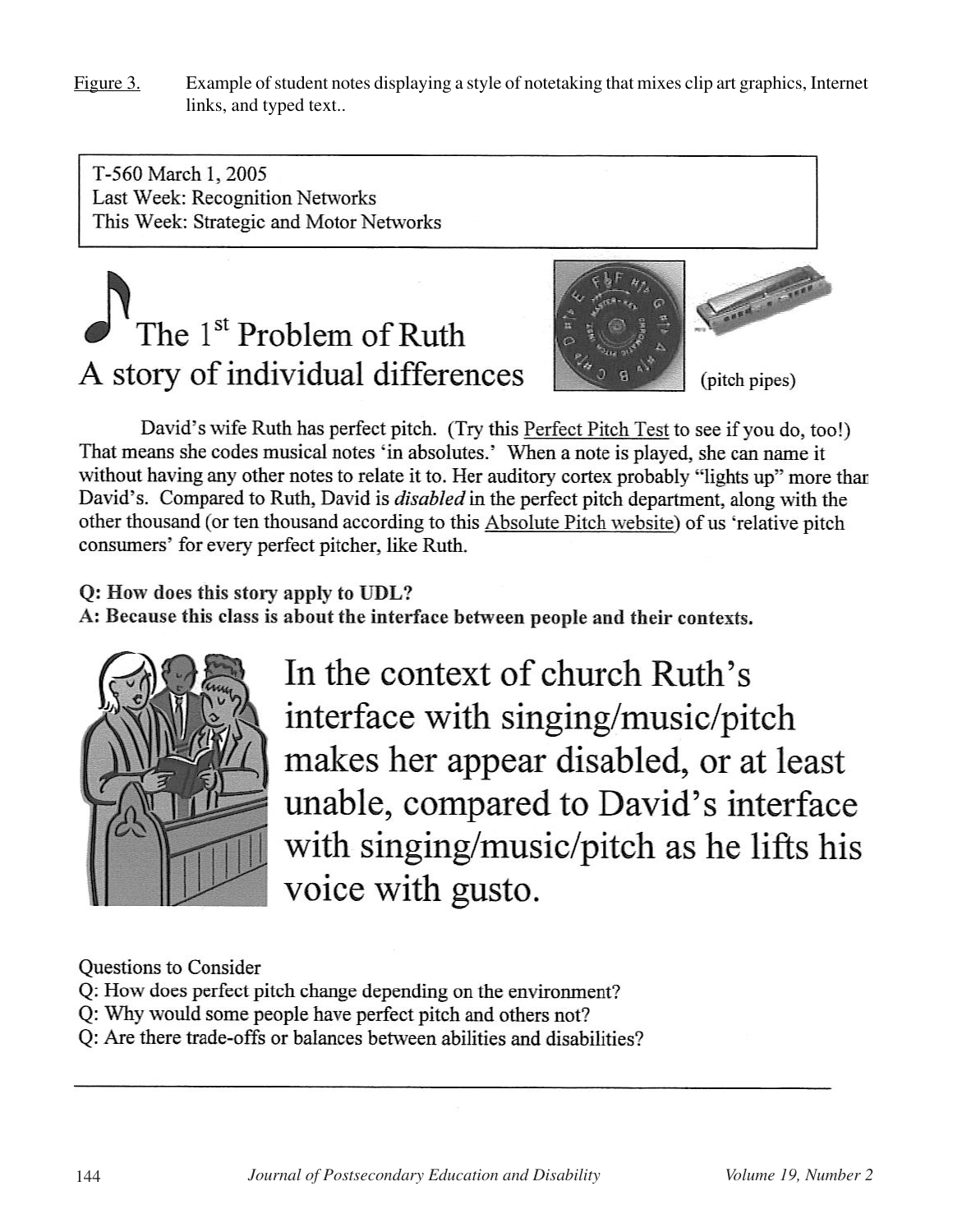Figure 3. Example of student notes displaying a style of notetaking that mixes clip art graphics, Internet links, and typed text..

T-560 March 1, 2005
Last Week: Recognition Networks
This Week: Strategic and Motor Networks

# The 1st Problem of Ruth
# A story of individual differences

(pitch pipes)

David's wife Ruth has perfect pitch. (Try this Perfect Pitch Test to see if you do, too!) That means she codes musical notes 'in absolutes.' When a note is played, she can name it without having any other notes to relate it to. Her auditory cortex probably "lights up" more than David's. Compared to Ruth, David is *disabled* in the perfect pitch department, along with the other thousand (or ten thousand according to this Absolute Pitch website) of us 'relative pitch consumers' for every perfect pitcher, like Ruth.

**Q: How does this story apply to UDL?**
**A: Because this class is about the interface between people and their contexts.**

## In the context of church Ruth's interface with singing/music/pitch makes her appear disabled, or at least unable, compared to David's interface with singing/music/pitch as he lifts his voice with gusto.

Questions to Consider
Q: How does perfect pitch change depending on the environment?
Q: Why would some people have perfect pitch and others not?
Q: Are there trade-offs or balances between abilities and disabilities?

---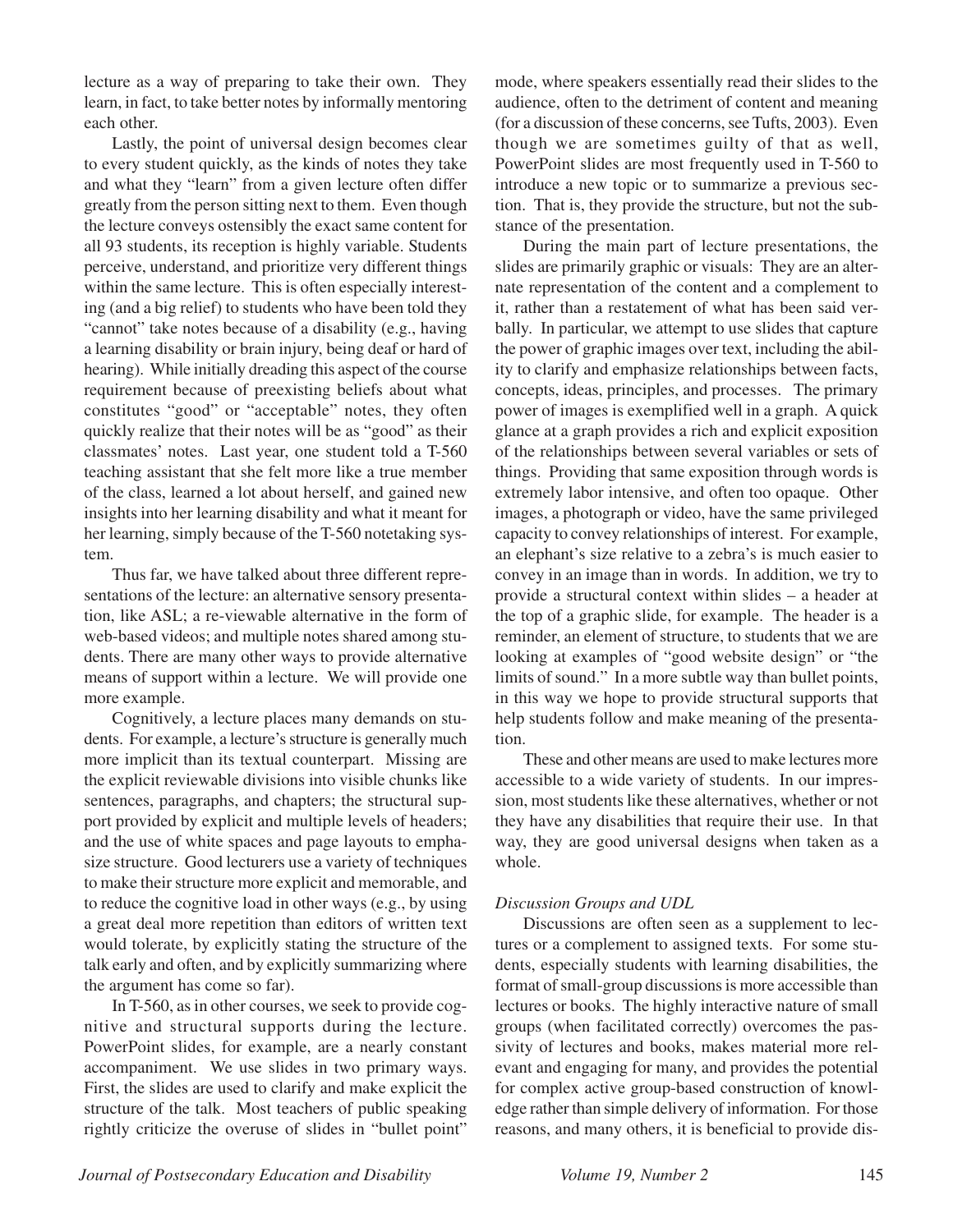lecture as a way of preparing to take their own. They learn, in fact, to take better notes by informally mentoring each other.

Lastly, the point of universal design becomes clear to every student quickly, as the kinds of notes they take and what they "learn" from a given lecture often differ greatly from the person sitting next to them. Even though the lecture conveys ostensibly the exact same content for all 93 students, its reception is highly variable. Students perceive, understand, and prioritize very different things within the same lecture. This is often especially interesting (and a big relief) to students who have been told they "cannot" take notes because of a disability (e.g., having a learning disability or brain injury, being deaf or hard of hearing). While initially dreading this aspect of the course requirement because of preexisting beliefs about what constitutes "good" or "acceptable" notes, they often quickly realize that their notes will be as "good" as their classmates' notes. Last year, one student told a T-560 teaching assistant that she felt more like a true member of the class, learned a lot about herself, and gained new insights into her learning disability and what it meant for her learning, simply because of the T-560 notetaking system.

Thus far, we have talked about three different representations of the lecture: an alternative sensory presentation, like ASL; a re-viewable alternative in the form of web-based videos; and multiple notes shared among students. There are many other ways to provide alternative means of support within a lecture. We will provide one more example.

Cognitively, a lecture places many demands on students. For example, a lecture's structure is generally much more implicit than its textual counterpart. Missing are the explicit reviewable divisions into visible chunks like sentences, paragraphs, and chapters; the structural support provided by explicit and multiple levels of headers; and the use of white spaces and page layouts to emphasize structure. Good lecturers use a variety of techniques to make their structure more explicit and memorable, and to reduce the cognitive load in other ways (e.g., by using a great deal more repetition than editors of written text would tolerate, by explicitly stating the structure of the talk early and often, and by explicitly summarizing where the argument has come so far).

In T-560, as in other courses, we seek to provide cognitive and structural supports during the lecture. PowerPoint slides, for example, are a nearly constant accompaniment. We use slides in two primary ways. First, the slides are used to clarify and make explicit the structure of the talk. Most teachers of public speaking rightly criticize the overuse of slides in "bullet point" mode, where speakers essentially read their slides to the audience, often to the detriment of content and meaning (for a discussion of these concerns, see Tufts, 2003). Even though we are sometimes guilty of that as well, PowerPoint slides are most frequently used in T-560 to introduce a new topic or to summarize a previous section. That is, they provide the structure, but not the substance of the presentation.

During the main part of lecture presentations, the slides are primarily graphic or visuals: They are an alternate representation of the content and a complement to it, rather than a restatement of what has been said verbally. In particular, we attempt to use slides that capture the power of graphic images over text, including the ability to clarify and emphasize relationships between facts, concepts, ideas, principles, and processes. The primary power of images is exemplified well in a graph. A quick glance at a graph provides a rich and explicit exposition of the relationships between several variables or sets of things. Providing that same exposition through words is extremely labor intensive, and often too opaque. Other images, a photograph or video, have the same privileged capacity to convey relationships of interest. For example, an elephant's size relative to a zebra's is much easier to convey in an image than in words. In addition, we try to provide a structural context within slides – a header at the top of a graphic slide, for example. The header is a reminder, an element of structure, to students that we are looking at examples of "good website design" or "the limits of sound." In a more subtle way than bullet points, in this way we hope to provide structural supports that help students follow and make meaning of the presentation.

These and other means are used to make lectures more accessible to a wide variety of students. In our impression, most students like these alternatives, whether or not they have any disabilities that require their use. In that way, they are good universal designs when taken as a whole.

*Discussion Groups and UDL*

Discussions are often seen as a supplement to lectures or a complement to assigned texts. For some students, especially students with learning disabilities, the format of small-group discussions is more accessible than lectures or books. The highly interactive nature of small groups (when facilitated correctly) overcomes the passivity of lectures and books, makes material more relevant and engaging for many, and provides the potential for complex active group-based construction of knowledge rather than simple delivery of information. For those reasons, and many others, it is beneficial to provide dis-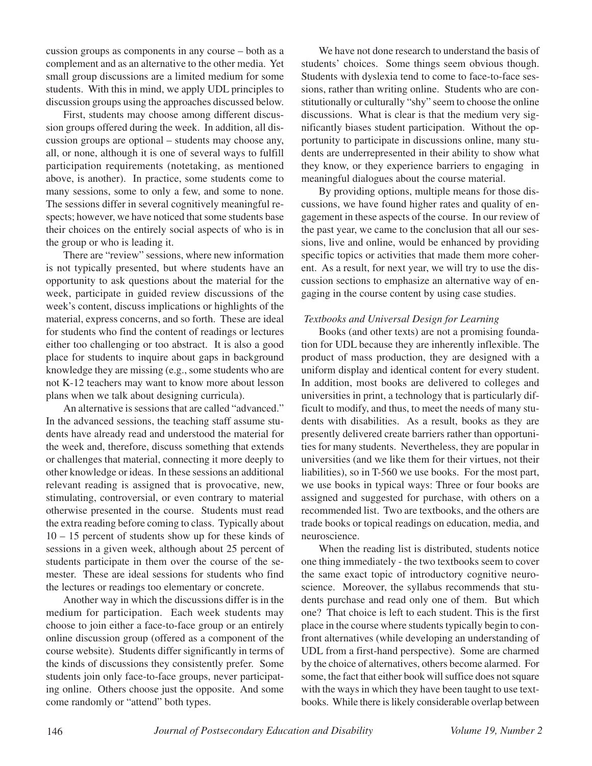cussion groups as components in any course – both as a complement and as an alternative to the other media. Yet small group discussions are a limited medium for some students. With this in mind, we apply UDL principles to discussion groups using the approaches discussed below.

First, students may choose among different discussion groups offered during the week. In addition, all discussion groups are optional – students may choose any, all, or none, although it is one of several ways to fulfill participation requirements (notetaking, as mentioned above, is another). In practice, some students come to many sessions, some to only a few, and some to none. The sessions differ in several cognitively meaningful respects; however, we have noticed that some students base their choices on the entirely social aspects of who is in the group or who is leading it.

There are "review" sessions, where new information is not typically presented, but where students have an opportunity to ask questions about the material for the week, participate in guided review discussions of the week's content, discuss implications or highlights of the material, express concerns, and so forth. These are ideal for students who find the content of readings or lectures either too challenging or too abstract. It is also a good place for students to inquire about gaps in background knowledge they are missing (e.g., some students who are not K-12 teachers may want to know more about lesson plans when we talk about designing curricula).

An alternative is sessions that are called "advanced." In the advanced sessions, the teaching staff assume students have already read and understood the material for the week and, therefore, discuss something that extends or challenges that material, connecting it more deeply to other knowledge or ideas. In these sessions an additional relevant reading is assigned that is provocative, new, stimulating, controversial, or even contrary to material otherwise presented in the course. Students must read the extra reading before coming to class. Typically about 10 – 15 percent of students show up for these kinds of sessions in a given week, although about 25 percent of students participate in them over the course of the semester. These are ideal sessions for students who find the lectures or readings too elementary or concrete.

Another way in which the discussions differ is in the medium for participation. Each week students may choose to join either a face-to-face group or an entirely online discussion group (offered as a component of the course website). Students differ significantly in terms of the kinds of discussions they consistently prefer. Some students join only face-to-face groups, never participating online. Others choose just the opposite. And some come randomly or "attend" both types.

We have not done research to understand the basis of students' choices. Some things seem obvious though. Students with dyslexia tend to come to face-to-face sessions, rather than writing online. Students who are constitutionally or culturally "shy" seem to choose the online discussions. What is clear is that the medium very significantly biases student participation. Without the opportunity to participate in discussions online, many students are underrepresented in their ability to show what they know, or they experience barriers to engaging in meaningful dialogues about the course material.

By providing options, multiple means for those discussions, we have found higher rates and quality of engagement in these aspects of the course. In our review of the past year, we came to the conclusion that all our sessions, live and online, would be enhanced by providing specific topics or activities that made them more coherent. As a result, for next year, we will try to use the discussion sections to emphasize an alternative way of engaging in the course content by using case studies.

*Textbooks and Universal Design for Learning*

Books (and other texts) are not a promising foundation for UDL because they are inherently inflexible. The product of mass production, they are designed with a uniform display and identical content for every student. In addition, most books are delivered to colleges and universities in print, a technology that is particularly difficult to modify, and thus, to meet the needs of many students with disabilities. As a result, books as they are presently delivered create barriers rather than opportunities for many students. Nevertheless, they are popular in universities (and we like them for their virtues, not their liabilities), so in T-560 we use books. For the most part, we use books in typical ways: Three or four books are assigned and suggested for purchase, with others on a recommended list. Two are textbooks, and the others are trade books or topical readings on education, media, and neuroscience.

When the reading list is distributed, students notice one thing immediately - the two textbooks seem to cover the same exact topic of introductory cognitive neuroscience. Moreover, the syllabus recommends that students purchase and read only one of them. But which one? That choice is left to each student. This is the first place in the course where students typically begin to confront alternatives (while developing an understanding of UDL from a first-hand perspective). Some are charmed by the choice of alternatives, others become alarmed. For some, the fact that either book will suffice does not square with the ways in which they have been taught to use textbooks. While there is likely considerable overlap between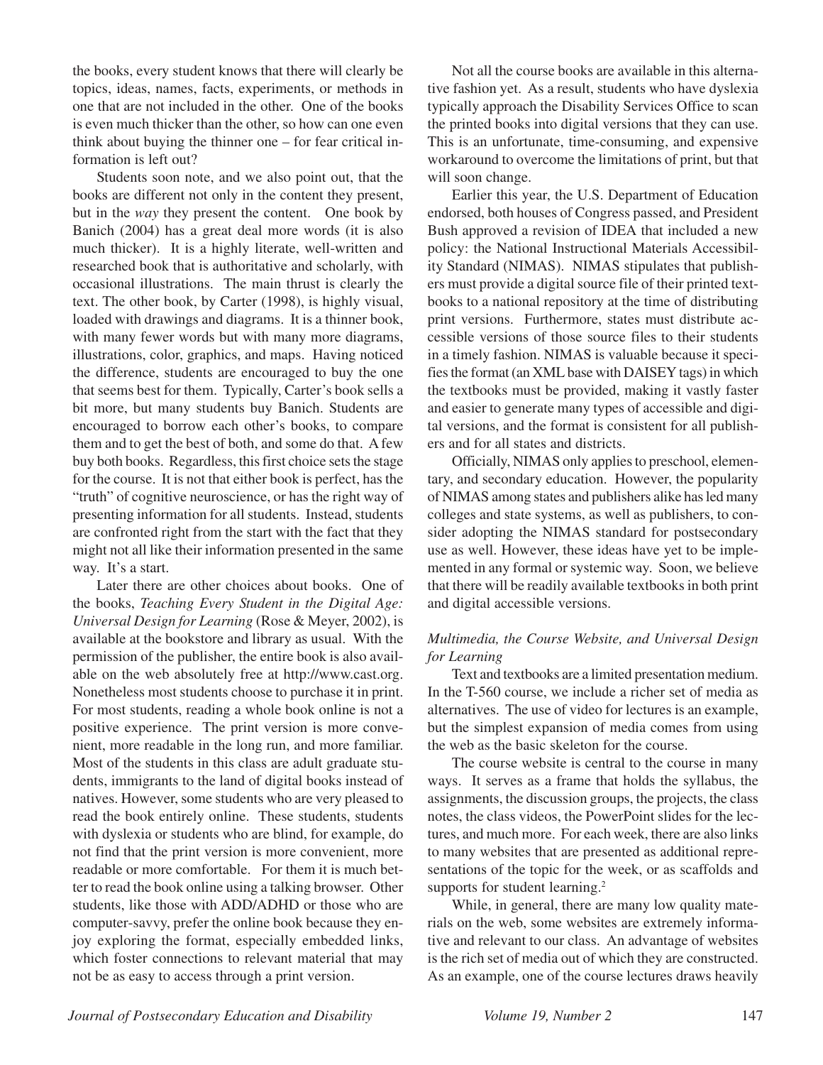the books, every student knows that there will clearly be topics, ideas, names, facts, experiments, or methods in one that are not included in the other. One of the books is even much thicker than the other, so how can one even think about buying the thinner one – for fear critical information is left out?

Students soon note, and we also point out, that the books are different not only in the content they present, but in the *way* they present the content. One book by Banich (2004) has a great deal more words (it is also much thicker). It is a highly literate, well-written and researched book that is authoritative and scholarly, with occasional illustrations. The main thrust is clearly the text. The other book, by Carter (1998), is highly visual, loaded with drawings and diagrams. It is a thinner book, with many fewer words but with many more diagrams, illustrations, color, graphics, and maps. Having noticed the difference, students are encouraged to buy the one that seems best for them. Typically, Carter's book sells a bit more, but many students buy Banich. Students are encouraged to borrow each other's books, to compare them and to get the best of both, and some do that. A few buy both books. Regardless, this first choice sets the stage for the course. It is not that either book is perfect, has the "truth" of cognitive neuroscience, or has the right way of presenting information for all students. Instead, students are confronted right from the start with the fact that they might not all like their information presented in the same way. It's a start.

Later there are other choices about books. One of the books, *Teaching Every Student in the Digital Age: Universal Design for Learning* (Rose & Meyer, 2002), is available at the bookstore and library as usual. With the permission of the publisher, the entire book is also available on the web absolutely free at http://www.cast.org. Nonetheless most students choose to purchase it in print. For most students, reading a whole book online is not a positive experience. The print version is more convenient, more readable in the long run, and more familiar. Most of the students in this class are adult graduate students, immigrants to the land of digital books instead of natives. However, some students who are very pleased to read the book entirely online. These students, students with dyslexia or students who are blind, for example, do not find that the print version is more convenient, more readable or more comfortable. For them it is much better to read the book online using a talking browser. Other students, like those with ADD/ADHD or those who are computer-savvy, prefer the online book because they enjoy exploring the format, especially embedded links, which foster connections to relevant material that may not be as easy to access through a print version.

Not all the course books are available in this alternative fashion yet. As a result, students who have dyslexia typically approach the Disability Services Office to scan the printed books into digital versions that they can use. This is an unfortunate, time-consuming, and expensive workaround to overcome the limitations of print, but that will soon change.

Earlier this year, the U.S. Department of Education endorsed, both houses of Congress passed, and President Bush approved a revision of IDEA that included a new policy: the National Instructional Materials Accessibility Standard (NIMAS). NIMAS stipulates that publishers must provide a digital source file of their printed textbooks to a national repository at the time of distributing print versions. Furthermore, states must distribute accessible versions of those source files to their students in a timely fashion. NIMAS is valuable because it specifies the format (an XML base with DAISEY tags) in which the textbooks must be provided, making it vastly faster and easier to generate many types of accessible and digital versions, and the format is consistent for all publishers and for all states and districts.

Officially, NIMAS only applies to preschool, elementary, and secondary education. However, the popularity of NIMAS among states and publishers alike has led many colleges and state systems, as well as publishers, to consider adopting the NIMAS standard for postsecondary use as well. However, these ideas have yet to be implemented in any formal or systemic way. Soon, we believe that there will be readily available textbooks in both print and digital accessible versions.

### *Multimedia, the Course Website, and Universal Design for Learning*

Text and textbooks are a limited presentation medium. In the T-560 course, we include a richer set of media as alternatives. The use of video for lectures is an example, but the simplest expansion of media comes from using the web as the basic skeleton for the course.

The course website is central to the course in many ways. It serves as a frame that holds the syllabus, the assignments, the discussion groups, the projects, the class notes, the class videos, the PowerPoint slides for the lectures, and much more. For each week, there are also links to many websites that are presented as additional representations of the topic for the week, or as scaffolds and supports for student learning.[2]

While, in general, there are many low quality materials on the web, some websites are extremely informative and relevant to our class. An advantage of websites is the rich set of media out of which they are constructed. As an example, one of the course lectures draws heavily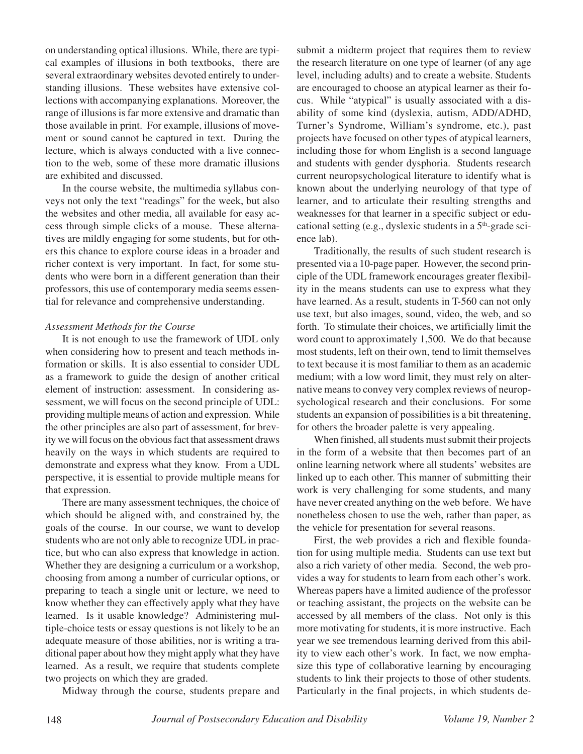on understanding optical illusions. While, there are typical examples of illusions in both textbooks, there are several extraordinary websites devoted entirely to understanding illusions. These websites have extensive collections with accompanying explanations. Moreover, the range of illusions is far more extensive and dramatic than those available in print. For example, illusions of movement or sound cannot be captured in text. During the lecture, which is always conducted with a live connection to the web, some of these more dramatic illusions are exhibited and discussed.

In the course website, the multimedia syllabus conveys not only the text "readings" for the week, but also the websites and other media, all available for easy access through simple clicks of a mouse. These alternatives are mildly engaging for some students, but for others this chance to explore course ideas in a broader and richer context is very important. In fact, for some students who were born in a different generation than their professors, this use of contemporary media seems essential for relevance and comprehensive understanding.

*Assessment Methods for the Course*

It is not enough to use the framework of UDL only when considering how to present and teach methods information or skills. It is also essential to consider UDL as a framework to guide the design of another critical element of instruction: assessment. In considering assessment, we will focus on the second principle of UDL: providing multiple means of action and expression. While the other principles are also part of assessment, for brevity we will focus on the obvious fact that assessment draws heavily on the ways in which students are required to demonstrate and express what they know. From a UDL perspective, it is essential to provide multiple means for that expression.

There are many assessment techniques, the choice of which should be aligned with, and constrained by, the goals of the course. In our course, we want to develop students who are not only able to recognize UDL in practice, but who can also express that knowledge in action. Whether they are designing a curriculum or a workshop, choosing from among a number of curricular options, or preparing to teach a single unit or lecture, we need to know whether they can effectively apply what they have learned. Is it usable knowledge? Administering multiple-choice tests or essay questions is not likely to be an adequate measure of those abilities, nor is writing a traditional paper about how they might apply what they have learned. As a result, we require that students complete two projects on which they are graded.

Midway through the course, students prepare and submit a midterm project that requires them to review the research literature on one type of learner (of any age level, including adults) and to create a website. Students are encouraged to choose an atypical learner as their focus. While "atypical" is usually associated with a disability of some kind (dyslexia, autism, ADD/ADHD, Turner's Syndrome, William's syndrome, etc.), past projects have focused on other types of atypical learners, including those for whom English is a second language and students with gender dysphoria. Students research current neuropsychological literature to identify what is known about the underlying neurology of that type of learner, and to articulate their resulting strengths and weaknesses for that learner in a specific subject or educational setting (e.g., dyslexic students in a 5th-grade science lab).

Traditionally, the results of such student research is presented via a 10-page paper. However, the second principle of the UDL framework encourages greater flexibility in the means students can use to express what they have learned. As a result, students in T-560 can not only use text, but also images, sound, video, the web, and so forth. To stimulate their choices, we artificially limit the word count to approximately 1,500. We do that because most students, left on their own, tend to limit themselves to text because it is most familiar to them as an academic medium; with a low word limit, they must rely on alternative means to convey very complex reviews of neuropsychological research and their conclusions. For some students an expansion of possibilities is a bit threatening, for others the broader palette is very appealing.

When finished, all students must submit their projects in the form of a website that then becomes part of an online learning network where all students' websites are linked up to each other. This manner of submitting their work is very challenging for some students, and many have never created anything on the web before. We have nonetheless chosen to use the web, rather than paper, as the vehicle for presentation for several reasons.

First, the web provides a rich and flexible foundation for using multiple media. Students can use text but also a rich variety of other media. Second, the web provides a way for students to learn from each other's work. Whereas papers have a limited audience of the professor or teaching assistant, the projects on the website can be accessed by all members of the class. Not only is this more motivating for students, it is more instructive. Each year we see tremendous learning derived from this ability to view each other's work. In fact, we now emphasize this type of collaborative learning by encouraging students to link their projects to those of other students. Particularly in the final projects, in which students de-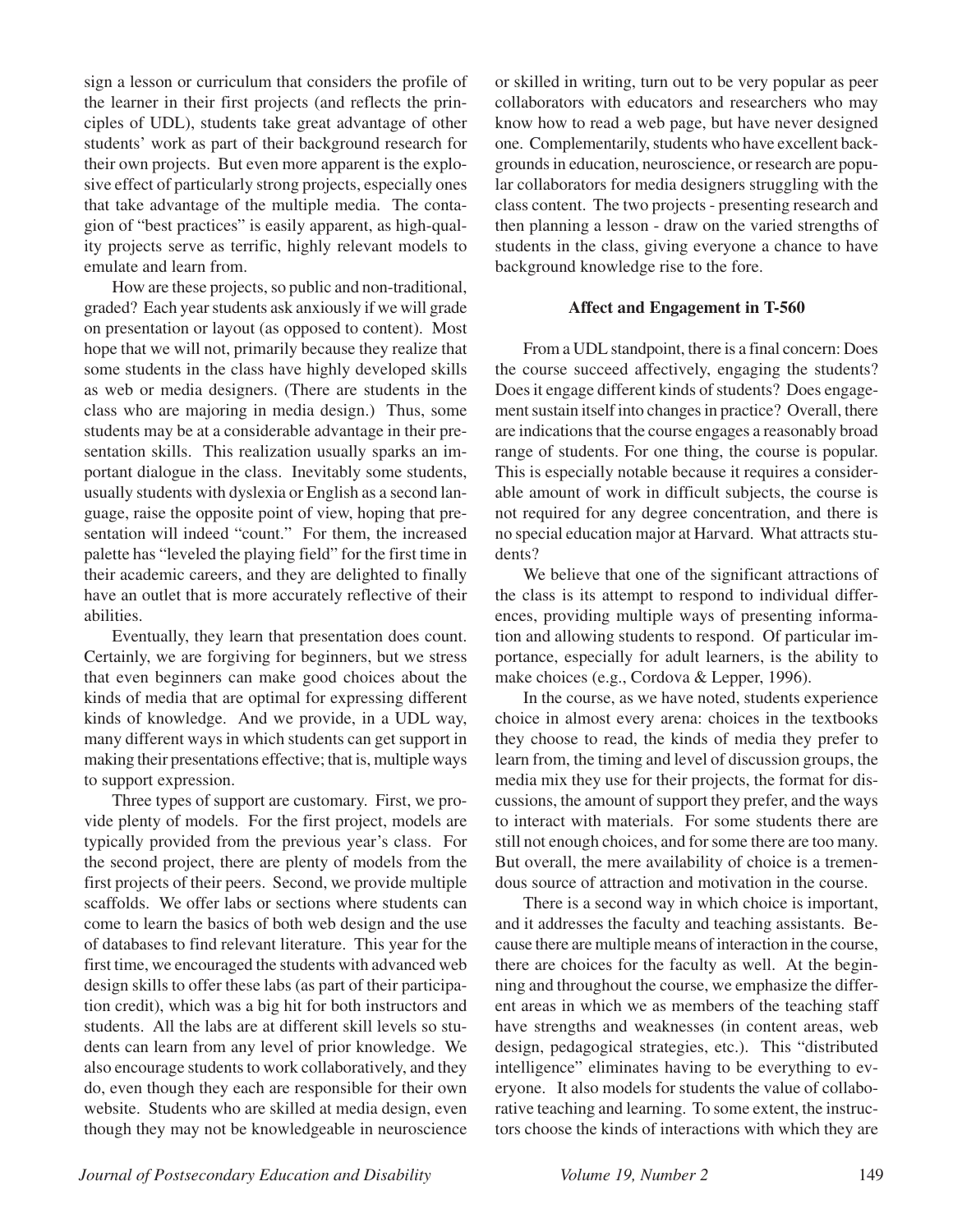sign a lesson or curriculum that considers the profile of the learner in their first projects (and reflects the principles of UDL), students take great advantage of other students' work as part of their background research for their own projects. But even more apparent is the explosive effect of particularly strong projects, especially ones that take advantage of the multiple media. The contagion of "best practices" is easily apparent, as high-quality projects serve as terrific, highly relevant models to emulate and learn from.

How are these projects, so public and non-traditional, graded? Each year students ask anxiously if we will grade on presentation or layout (as opposed to content). Most hope that we will not, primarily because they realize that some students in the class have highly developed skills as web or media designers. (There are students in the class who are majoring in media design.) Thus, some students may be at a considerable advantage in their presentation skills. This realization usually sparks an important dialogue in the class. Inevitably some students, usually students with dyslexia or English as a second language, raise the opposite point of view, hoping that presentation will indeed "count." For them, the increased palette has "leveled the playing field" for the first time in their academic careers, and they are delighted to finally have an outlet that is more accurately reflective of their abilities.

Eventually, they learn that presentation does count. Certainly, we are forgiving for beginners, but we stress that even beginners can make good choices about the kinds of media that are optimal for expressing different kinds of knowledge. And we provide, in a UDL way, many different ways in which students can get support in making their presentations effective; that is, multiple ways to support expression.

Three types of support are customary. First, we provide plenty of models. For the first project, models are typically provided from the previous year's class. For the second project, there are plenty of models from the first projects of their peers. Second, we provide multiple scaffolds. We offer labs or sections where students can come to learn the basics of both web design and the use of databases to find relevant literature. This year for the first time, we encouraged the students with advanced web design skills to offer these labs (as part of their participation credit), which was a big hit for both instructors and students. All the labs are at different skill levels so students can learn from any level of prior knowledge. We also encourage students to work collaboratively, and they do, even though they each are responsible for their own website. Students who are skilled at media design, even though they may not be knowledgeable in neuroscience or skilled in writing, turn out to be very popular as peer collaborators with educators and researchers who may know how to read a web page, but have never designed one. Complementarily, students who have excellent backgrounds in education, neuroscience, or research are popular collaborators for media designers struggling with the class content. The two projects - presenting research and then planning a lesson - draw on the varied strengths of students in the class, giving everyone a chance to have background knowledge rise to the fore.

### Affect and Engagement in T-560

From a UDL standpoint, there is a final concern: Does the course succeed affectively, engaging the students? Does it engage different kinds of students? Does engagement sustain itself into changes in practice? Overall, there are indications that the course engages a reasonably broad range of students. For one thing, the course is popular. This is especially notable because it requires a considerable amount of work in difficult subjects, the course is not required for any degree concentration, and there is no special education major at Harvard. What attracts students?

We believe that one of the significant attractions of the class is its attempt to respond to individual differences, providing multiple ways of presenting information and allowing students to respond. Of particular importance, especially for adult learners, is the ability to make choices (e.g., Cordova & Lepper, 1996).

In the course, as we have noted, students experience choice in almost every arena: choices in the textbooks they choose to read, the kinds of media they prefer to learn from, the timing and level of discussion groups, the media mix they use for their projects, the format for discussions, the amount of support they prefer, and the ways to interact with materials. For some students there are still not enough choices, and for some there are too many. But overall, the mere availability of choice is a tremendous source of attraction and motivation in the course.

There is a second way in which choice is important, and it addresses the faculty and teaching assistants. Because there are multiple means of interaction in the course, there are choices for the faculty as well. At the beginning and throughout the course, we emphasize the different areas in which we as members of the teaching staff have strengths and weaknesses (in content areas, web design, pedagogical strategies, etc.). This "distributed intelligence" eliminates having to be everything to everyone. It also models for students the value of collaborative teaching and learning. To some extent, the instructors choose the kinds of interactions with which they are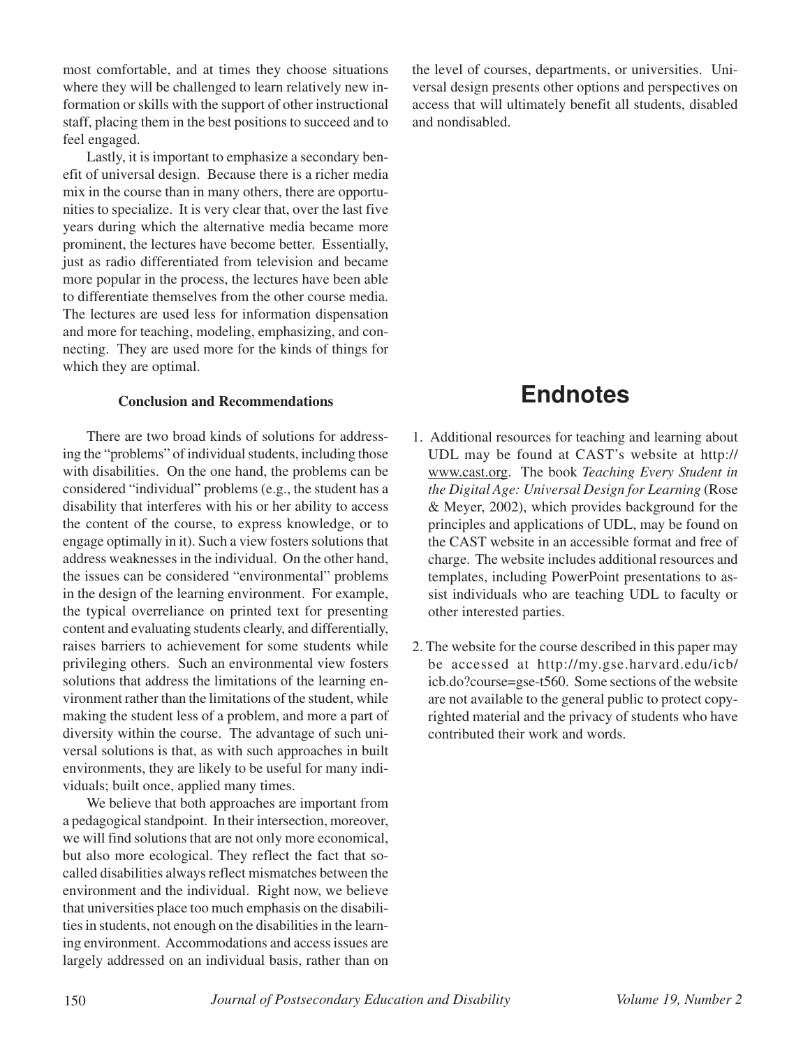most comfortable, and at times they choose situations where they will be challenged to learn relatively new information or skills with the support of other instructional staff, placing them in the best positions to succeed and to feel engaged.

Lastly, it is important to emphasize a secondary benefit of universal design. Because there is a richer media mix in the course than in many others, there are opportunities to specialize. It is very clear that, over the last five years during which the alternative media became more prominent, the lectures have become better. Essentially, just as radio differentiated from television and became more popular in the process, the lectures have been able to differentiate themselves from the other course media. The lectures are used less for information dispensation and more for teaching, modeling, emphasizing, and connecting. They are used more for the kinds of things for which they are optimal.

### Conclusion and Recommendations

There are two broad kinds of solutions for addressing the "problems" of individual students, including those with disabilities. On the one hand, the problems can be considered "individual" problems (e.g., the student has a disability that interferes with his or her ability to access the content of the course, to express knowledge, or to engage optimally in it). Such a view fosters solutions that address weaknesses in the individual. On the other hand, the issues can be considered "environmental" problems in the design of the learning environment. For example, the typical overreliance on printed text for presenting content and evaluating students clearly, and differentially, raises barriers to achievement for some students while privileging others. Such an environmental view fosters solutions that address the limitations of the learning environment rather than the limitations of the student, while making the student less of a problem, and more a part of diversity within the course. The advantage of such universal solutions is that, as with such approaches in built environments, they are likely to be useful for many individuals; built once, applied many times.

We believe that both approaches are important from a pedagogical standpoint. In their intersection, moreover, we will find solutions that are not only more economical, but also more ecological. They reflect the fact that so-called disabilities always reflect mismatches between the environment and the individual. Right now, we believe that universities place too much emphasis on the disabilities in students, not enough on the disabilities in the learning environment. Accommodations and access issues are largely addressed on an individual basis, rather than on the level of courses, departments, or universities. Universal design presents other options and perspectives on access that will ultimately benefit all students, disabled and nondisabled.

## Endnotes

1. Additional resources for teaching and learning about UDL may be found at CAST's website at http://www.cast.org. The book *Teaching Every Student in the Digital Age: Universal Design for Learning* (Rose & Meyer, 2002), which provides background for the principles and applications of UDL, may be found on the CAST website in an accessible format and free of charge. The website includes additional resources and templates, including PowerPoint presentations to assist individuals who are teaching UDL to faculty or other interested parties.

2. The website for the course described in this paper may be accessed at http://my.gse.harvard.edu/icb/icb.do?course=gse-t560. Some sections of the website are not available to the general public to protect copyrighted material and the privacy of students who have contributed their work and words.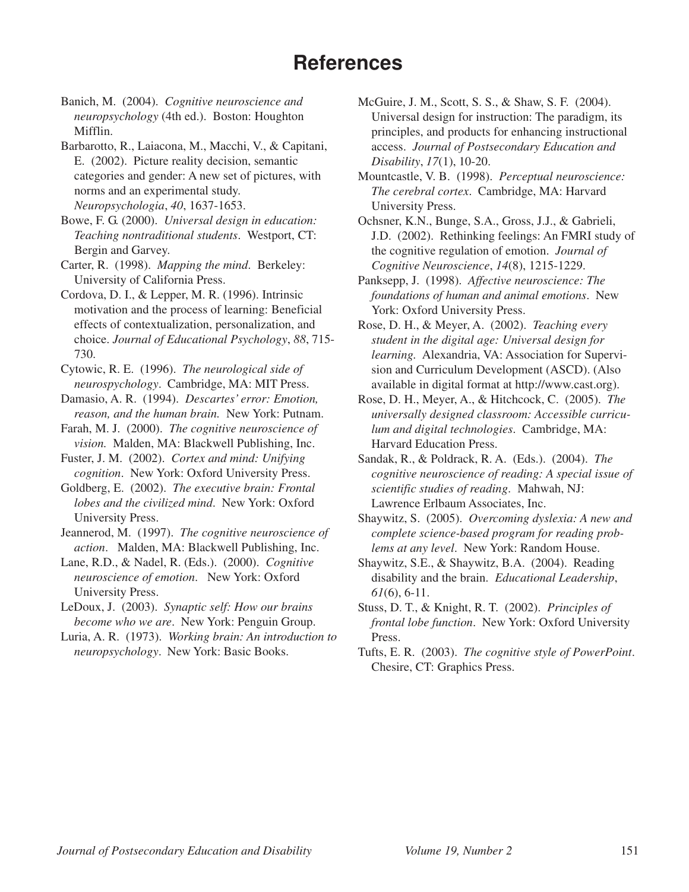# References

Banich, M. (2004). *Cognitive neuroscience and neuropsychology* (4th ed.). Boston: Houghton Mifflin.

Barbarotto, R., Laiacona, M., Macchi, V., & Capitani, E. (2002). Picture reality decision, semantic categories and gender: A new set of pictures, with norms and an experimental study. *Neuropsychologia*, *40*, 1637-1653.

Bowe, F. G. (2000). *Universal design in education: Teaching nontraditional students*. Westport, CT: Bergin and Garvey.

Carter, R. (1998). *Mapping the mind*. Berkeley: University of California Press.

Cordova, D. I., & Lepper, M. R. (1996). Intrinsic motivation and the process of learning: Beneficial effects of contextualization, personalization, and choice. *Journal of Educational Psychology*, *88*, 715-730.

Cytowic, R. E. (1996). *The neurological side of neurospychology*. Cambridge, MA: MIT Press.

Damasio, A. R. (1994). *Descartes' error: Emotion, reason, and the human brain.* New York: Putnam.

Farah, M. J. (2000). *The cognitive neuroscience of vision.* Malden, MA: Blackwell Publishing, Inc.

Fuster, J. M. (2002). *Cortex and mind: Unifying cognition*. New York: Oxford University Press.

Goldberg, E. (2002). *The executive brain: Frontal lobes and the civilized mind*. New York: Oxford University Press.

Jeannerod, M. (1997). *The cognitive neuroscience of action*. Malden, MA: Blackwell Publishing, Inc.

Lane, R.D., & Nadel, R. (Eds.). (2000). *Cognitive neuroscience of emotion*. New York: Oxford University Press.

LeDoux, J. (2003). *Synaptic self: How our brains become who we are*. New York: Penguin Group.

Luria, A. R. (1973). *Working brain: An introduction to neuropsychology*. New York: Basic Books.

McGuire, J. M., Scott, S. S., & Shaw, S. F. (2004). Universal design for instruction: The paradigm, its principles, and products for enhancing instructional access. *Journal of Postsecondary Education and Disability*, *17*(1), 10-20.

Mountcastle, V. B. (1998). *Perceptual neuroscience: The cerebral cortex*. Cambridge, MA: Harvard University Press.

Ochsner, K.N., Bunge, S.A., Gross, J.J., & Gabrieli, J.D. (2002). Rethinking feelings: An FMRI study of the cognitive regulation of emotion. *Journal of Cognitive Neuroscience*, *14*(8), 1215-1229.

Panksepp, J. (1998). *Affective neuroscience: The foundations of human and animal emotions*. New York: Oxford University Press.

Rose, D. H., & Meyer, A. (2002). *Teaching every student in the digital age: Universal design for learning.* Alexandria, VA: Association for Supervision and Curriculum Development (ASCD). (Also available in digital format at http://www.cast.org).

Rose, D. H., Meyer, A., & Hitchcock, C. (2005). *The universally designed classroom: Accessible curriculum and digital technologies*. Cambridge, MA: Harvard Education Press.

Sandak, R., & Poldrack, R. A. (Eds.). (2004). *The cognitive neuroscience of reading: A special issue of scientific studies of reading*. Mahwah, NJ: Lawrence Erlbaum Associates, Inc.

Shaywitz, S. (2005). *Overcoming dyslexia: A new and complete science-based program for reading problems at any level*. New York: Random House.

Shaywitz, S.E., & Shaywitz, B.A. (2004). Reading disability and the brain. *Educational Leadership*, *61*(6), 6-11.

Stuss, D. T., & Knight, R. T. (2002). *Principles of frontal lobe function*. New York: Oxford University Press.

Tufts, E. R. (2003). *The cognitive style of PowerPoint*. Chesire, CT: Graphics Press.